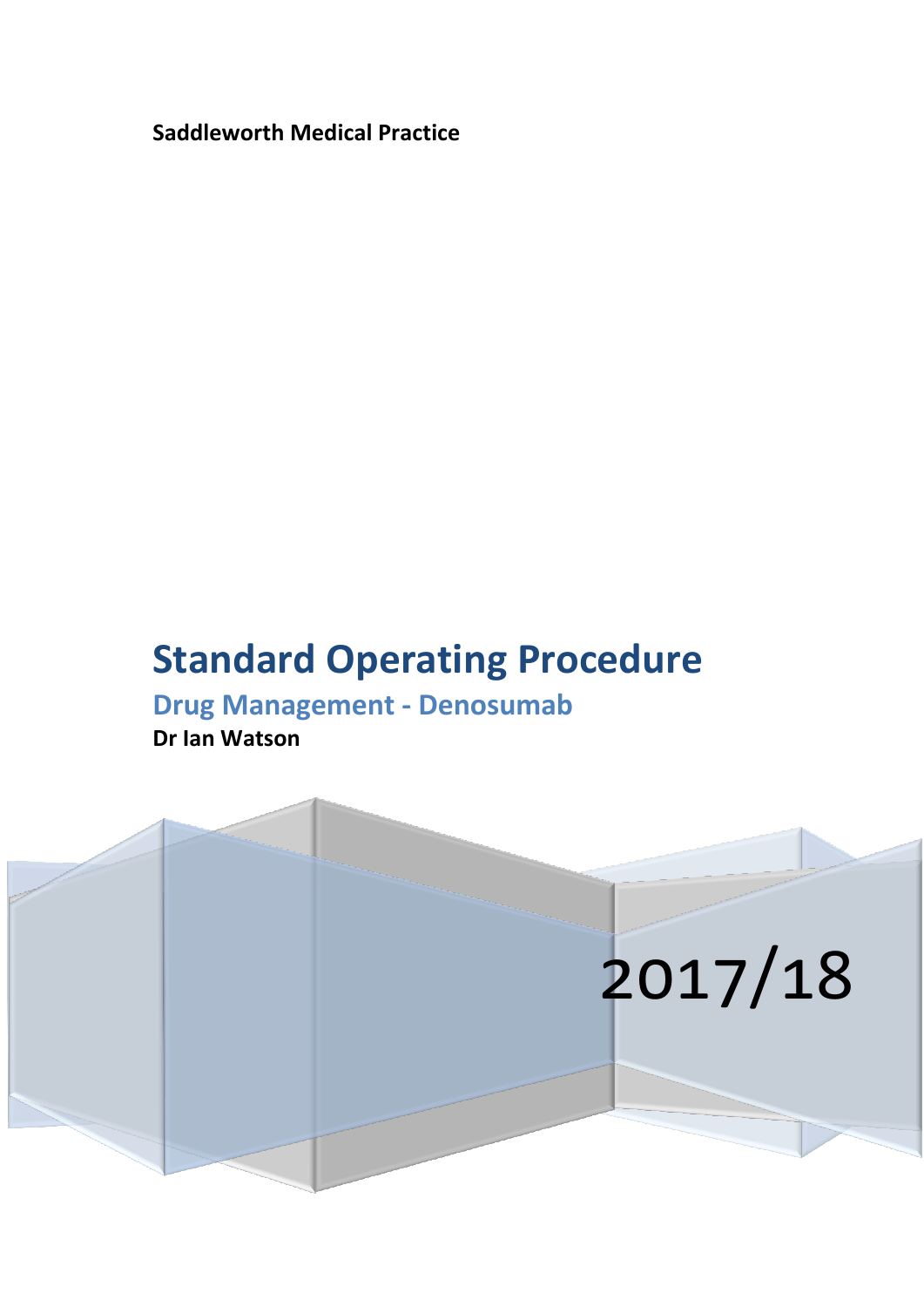**Saddleworth Medical Practice**

# Standard Operating Procedure

## Drug Management - Denosumab

**Dr Ian Watson**

2017/18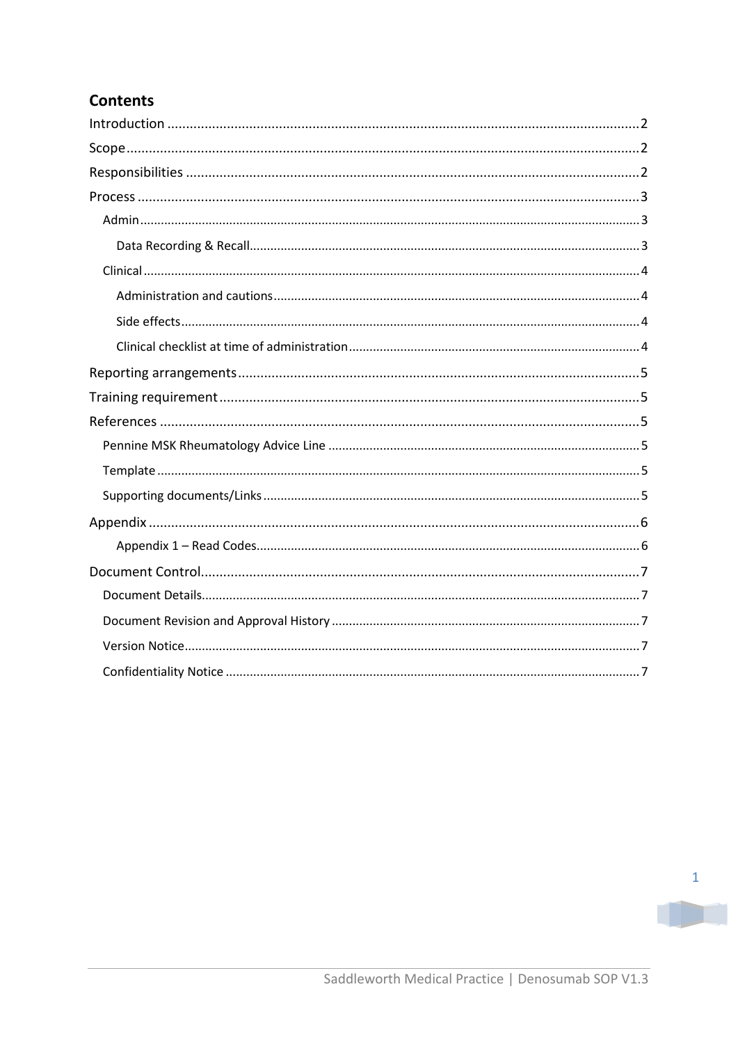# Contents

- Introduction ..... 2
- Scope ..... 2
- Responsibilities ..... 2
- Process ..... 3
  - Admin ..... 3
    - Data Recording & Recall ..... 3
  - Clinical ..... 4
    - Administration and cautions ..... 4
    - Side effects ..... 4
    - Clinical checklist at time of administration ..... 4
- Reporting arrangements ..... 5
- Training requirement ..... 5
- References ..... 5
  - Pennine MSK Rheumatology Advice Line ..... 5
  - Template ..... 5
  - Supporting documents/Links ..... 5
- Appendix ..... 6
    - Appendix 1 – Read Codes ..... 6
- Document Control ..... 7
  - Document Details ..... 7
  - Document Revision and Approval History ..... 7
  - Version Notice ..... 7
  - Confidentiality Notice ..... 7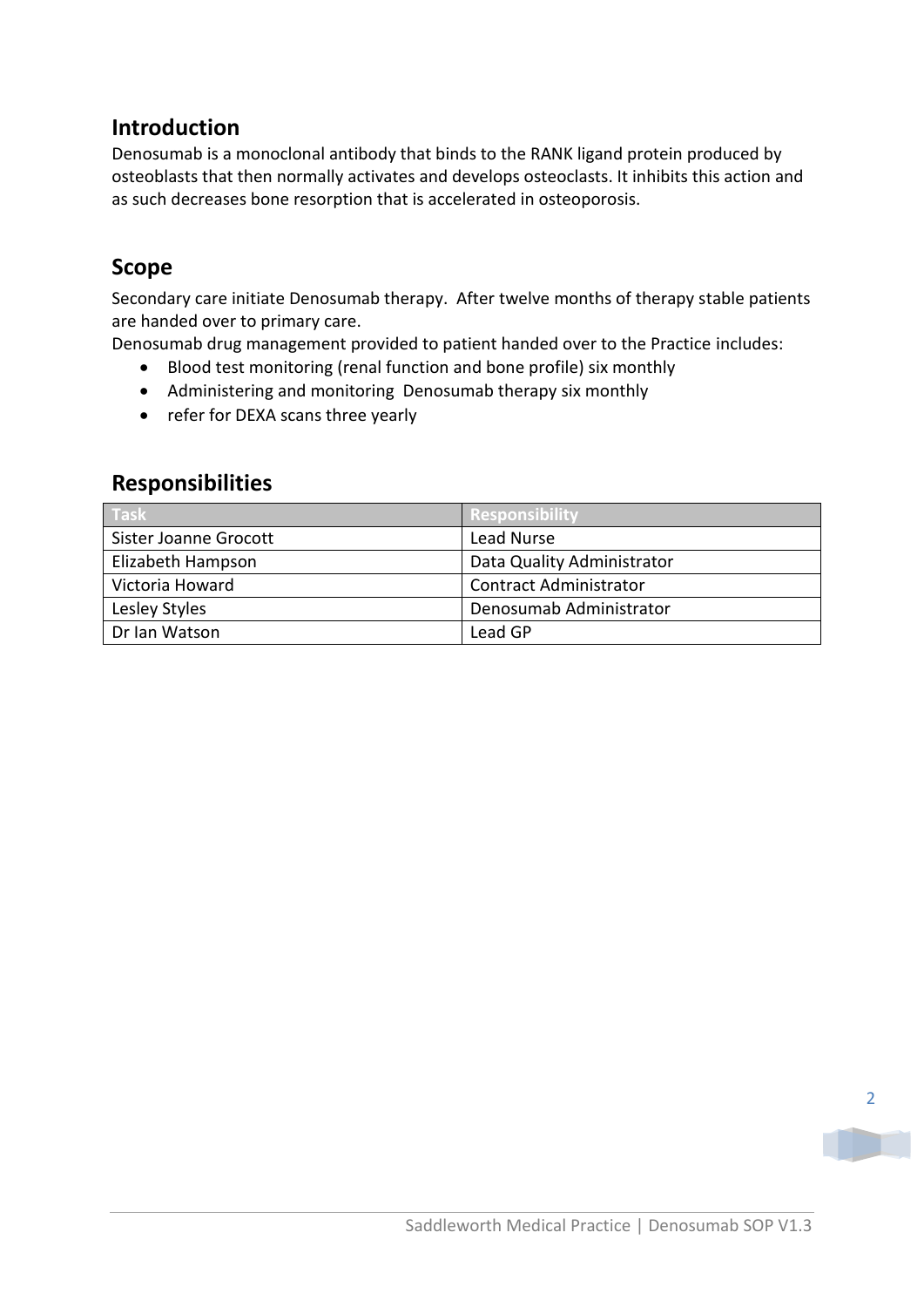## Introduction

Denosumab is a monoclonal antibody that binds to the RANK ligand protein produced by osteoblasts that then normally activates and develops osteoclasts. It inhibits this action and as such decreases bone resorption that is accelerated in osteoporosis.

## Scope

Secondary care initiate Denosumab therapy. After twelve months of therapy stable patients are handed over to primary care.

Denosumab drug management provided to patient handed over to the Practice includes:

- Blood test monitoring (renal function and bone profile) six monthly
- Administering and monitoring Denosumab therapy six monthly
- refer for DEXA scans three yearly

## Responsibilities

| Task | Responsibility |
|---|---|
| Sister Joanne Grocott | Lead Nurse |
| Elizabeth Hampson | Data Quality Administrator |
| Victoria Howard | Contract Administrator |
| Lesley Styles | Denosumab Administrator |
| Dr Ian Watson | Lead GP |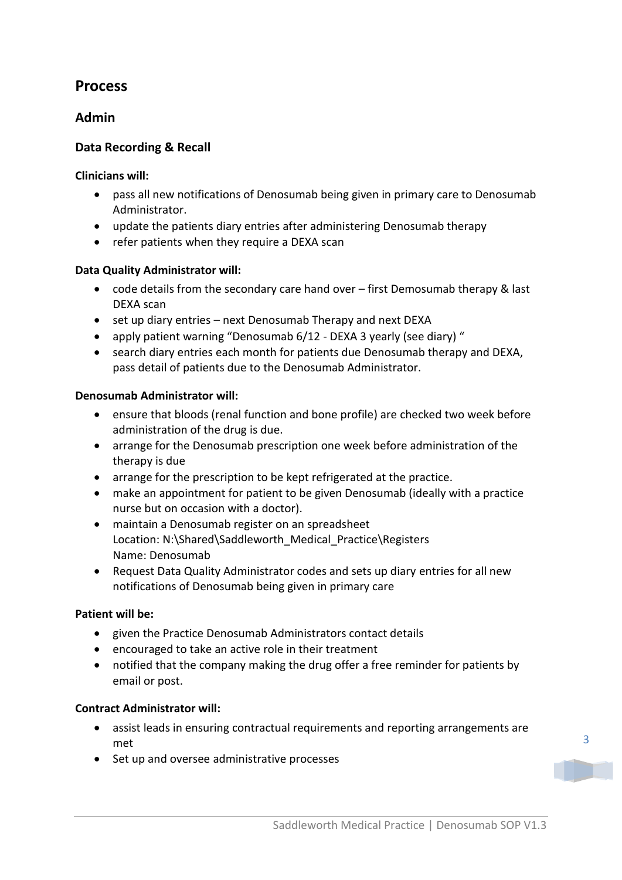# Process

## Admin

### Data Recording & Recall

**Clinicians will:**

- pass all new notifications of Denosumab being given in primary care to Denosumab Administrator.
- update the patients diary entries after administering Denosumab therapy
- refer patients when they require a DEXA scan

**Data Quality Administrator will:**

- code details from the secondary care hand over – first Demosumab therapy & last DEXA scan
- set up diary entries – next Denosumab Therapy and next DEXA
- apply patient warning "Denosumab 6/12 - DEXA 3 yearly (see diary) "
- search diary entries each month for patients due Denosumab therapy and DEXA, pass detail of patients due to the Denosumab Administrator.

**Denosumab Administrator will:**

- ensure that bloods (renal function and bone profile) are checked two week before administration of the drug is due.
- arrange for the Denosumab prescription one week before administration of the therapy is due
- arrange for the prescription to be kept refrigerated at the practice.
- make an appointment for patient to be given Denosumab (ideally with a practice nurse but on occasion with a doctor).
- maintain a Denosumab register on an spreadsheet
  Location: N:\Shared\Saddleworth_Medical_Practice\Registers
  Name: Denosumab
- Request Data Quality Administrator codes and sets up diary entries for all new notifications of Denosumab being given in primary care

**Patient will be:**

- given the Practice Denosumab Administrators contact details
- encouraged to take an active role in their treatment
- notified that the company making the drug offer a free reminder for patients by email or post.

**Contract Administrator will:**

- assist leads in ensuring contractual requirements and reporting arrangements are met
- Set up and oversee administrative processes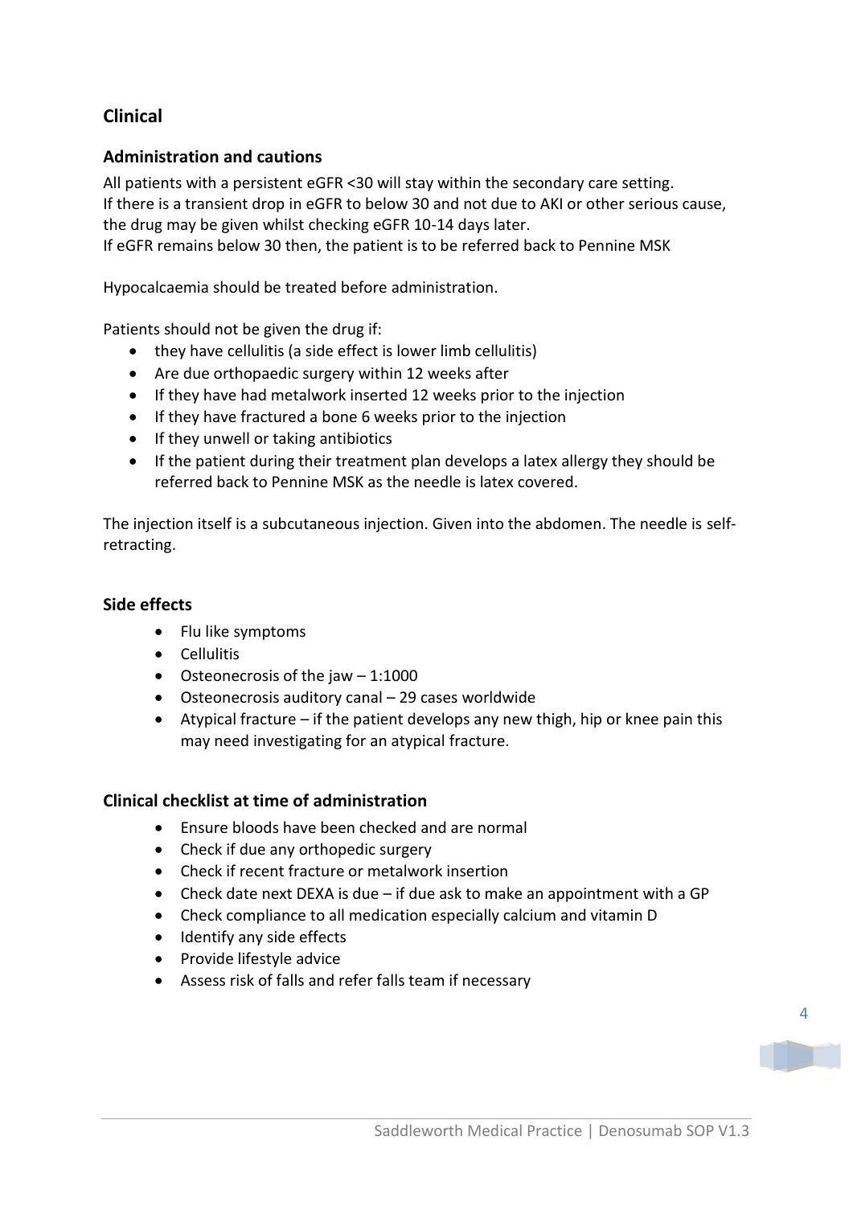## Clinical

### Administration and cautions

All patients with a persistent eGFR <30 will stay within the secondary care setting.
If there is a transient drop in eGFR to below 30 and not due to AKI or other serious cause, the drug may be given whilst checking eGFR 10-14 days later.
If eGFR remains below 30 then, the patient is to be referred back to Pennine MSK

Hypocalcaemia should be treated before administration.

Patients should not be given the drug if:

- they have cellulitis (a side effect is lower limb cellulitis)
- Are due orthopaedic surgery within 12 weeks after
- If they have had metalwork inserted 12 weeks prior to the injection
- If they have fractured a bone 6 weeks prior to the injection
- If they unwell or taking antibiotics
- If the patient during their treatment plan develops a latex allergy they should be referred back to Pennine MSK as the needle is latex covered.

The injection itself is a subcutaneous injection. Given into the abdomen. The needle is self-retracting.

### Side effects

- Flu like symptoms
- Cellulitis
- Osteonecrosis of the jaw – 1:1000
- Osteonecrosis auditory canal – 29 cases worldwide
- Atypical fracture – if the patient develops any new thigh, hip or knee pain this may need investigating for an atypical fracture.

### Clinical checklist at time of administration

- Ensure bloods have been checked and are normal
- Check if due any orthopedic surgery
- Check if recent fracture or metalwork insertion
- Check date next DEXA is due – if due ask to make an appointment with a GP
- Check compliance to all medication especially calcium and vitamin D
- Identify any side effects
- Provide lifestyle advice
- Assess risk of falls and refer falls team if necessary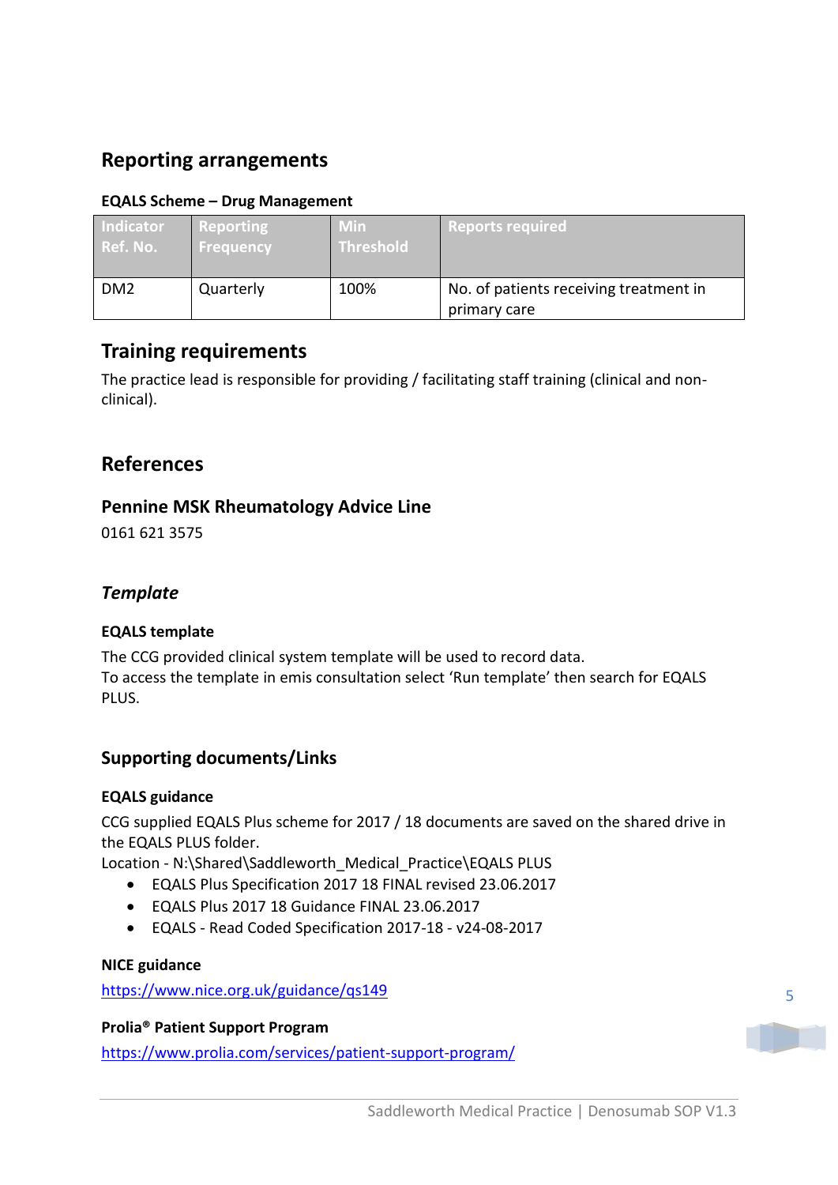## Reporting arrangements

**EQALS Scheme – Drug Management**

| Indicator Ref. No. | Reporting Frequency | Min Threshold | Reports required |
|---|---|---|---|
| DM2 | Quarterly | 100% | No. of patients receiving treatment in primary care |

## Training requirements

The practice lead is responsible for providing / facilitating staff training (clinical and non-clinical).

## References

### Pennine MSK Rheumatology Advice Line

0161 621 3575

### *Template*

**EQALS template**

The CCG provided clinical system template will be used to record data.
To access the template in emis consultation select 'Run template' then search for EQALS PLUS.

### Supporting documents/Links

**EQALS guidance**

CCG supplied EQALS Plus scheme for 2017 / 18 documents are saved on the shared drive in the EQALS PLUS folder.
Location - N:\Shared\Saddleworth_Medical_Practice\EQALS PLUS

- EQALS Plus Specification 2017 18 FINAL revised 23.06.2017
- EQALS Plus 2017 18 Guidance FINAL 23.06.2017
- EQALS - Read Coded Specification 2017-18 - v24-08-2017

**NICE guidance**

https://www.nice.org.uk/guidance/qs149

**Prolia® Patient Support Program**

https://www.prolia.com/services/patient-support-program/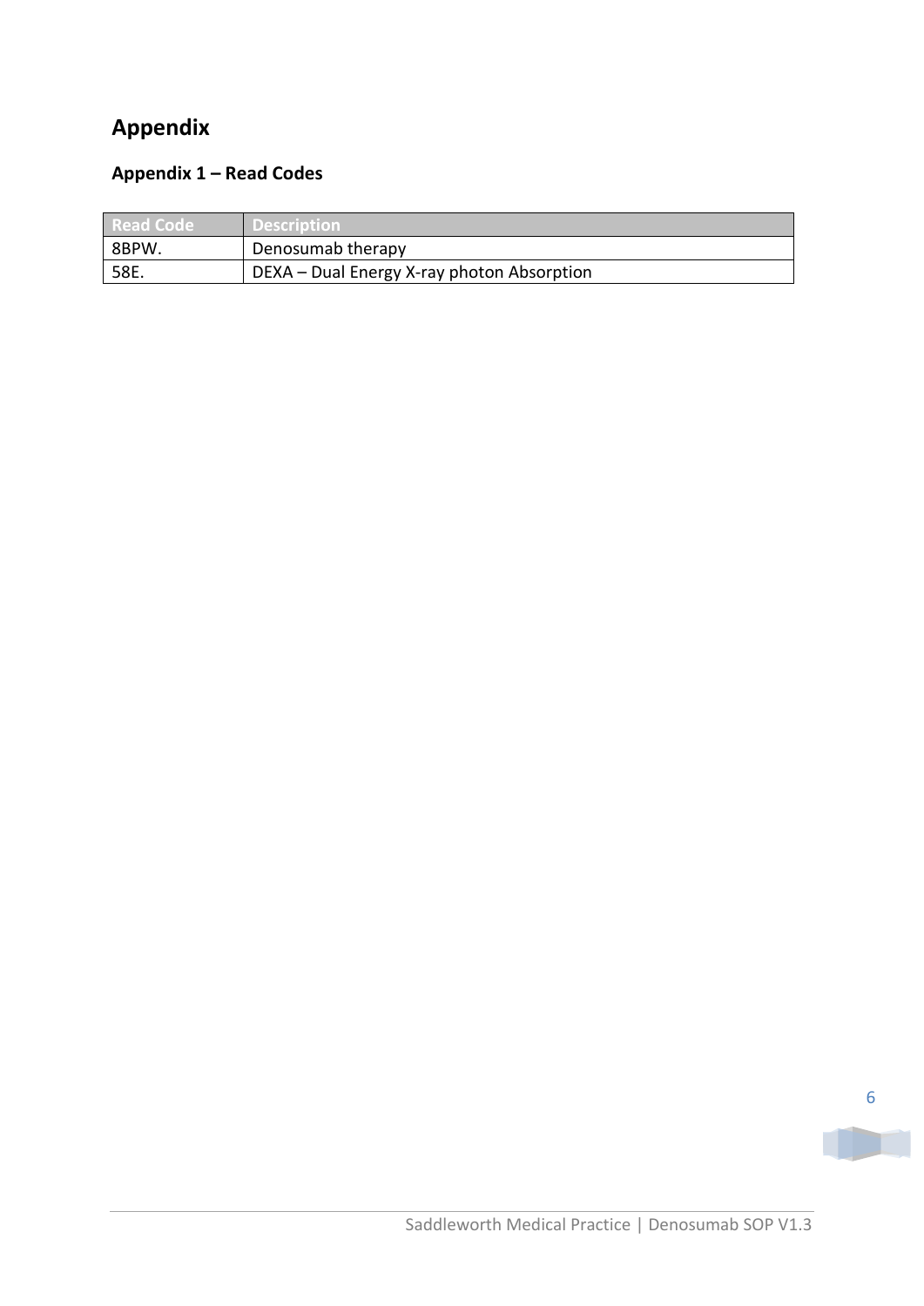# Appendix

## Appendix 1 – Read Codes

| Read Code | Description |
| --- | --- |
| 8BPW. | Denosumab therapy |
| 58E. | DEXA – Dual Energy X-ray photon Absorption |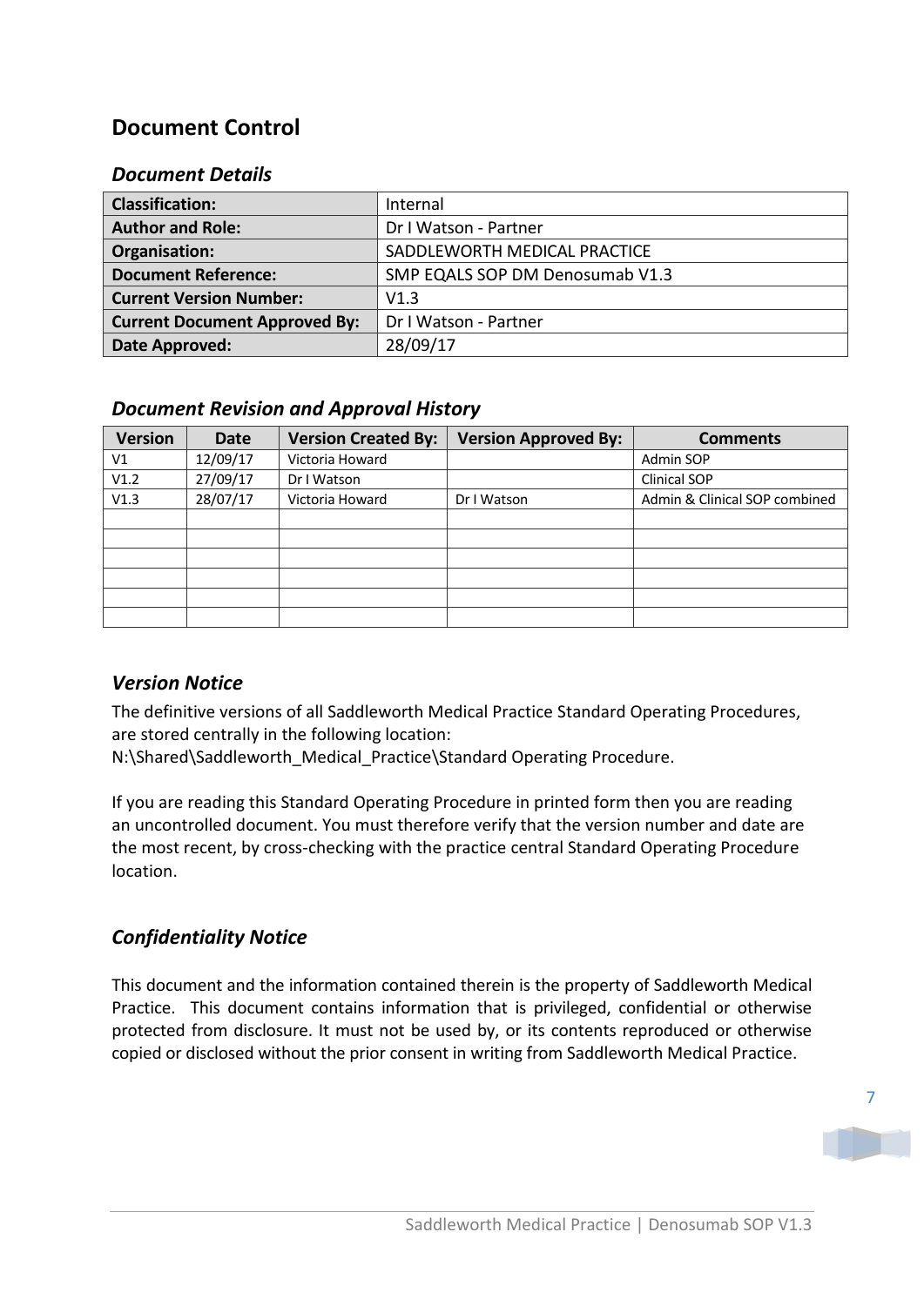## Document Control

### *Document Details*

| | |
|---|---|
| **Classification:** | Internal |
| **Author and Role:** | Dr I Watson - Partner |
| **Organisation:** | SADDLEWORTH MEDICAL PRACTICE |
| **Document Reference:** | SMP EQALS SOP DM Denosumab V1.3 |
| **Current Version Number:** | V1.3 |
| **Current Document Approved By:** | Dr I Watson - Partner |
| **Date Approved:** | 28/09/17 |

### *Document Revision and Approval History*

| Version | Date | Version Created By: | Version Approved By: | Comments |
|---|---|---|---|---|
| V1 | 12/09/17 | Victoria Howard | | Admin SOP |
| V1.2 | 27/09/17 | Dr I Watson | | Clinical SOP |
| V1.3 | 28/07/17 | Victoria Howard | Dr I Watson | Admin & Clinical SOP combined |
| | | | | |
| | | | | |
| | | | | |
| | | | | |
| | | | | |
| | | | | |

### *Version Notice*

The definitive versions of all Saddleworth Medical Practice Standard Operating Procedures, are stored centrally in the following location:
N:\Shared\Saddleworth_Medical_Practice\Standard Operating Procedure.

If you are reading this Standard Operating Procedure in printed form then you are reading an uncontrolled document. You must therefore verify that the version number and date are the most recent, by cross-checking with the practice central Standard Operating Procedure location.

### *Confidentiality Notice*

This document and the information contained therein is the property of Saddleworth Medical Practice. This document contains information that is privileged, confidential or otherwise protected from disclosure. It must not be used by, or its contents reproduced or otherwise copied or disclosed without the prior consent in writing from Saddleworth Medical Practice.